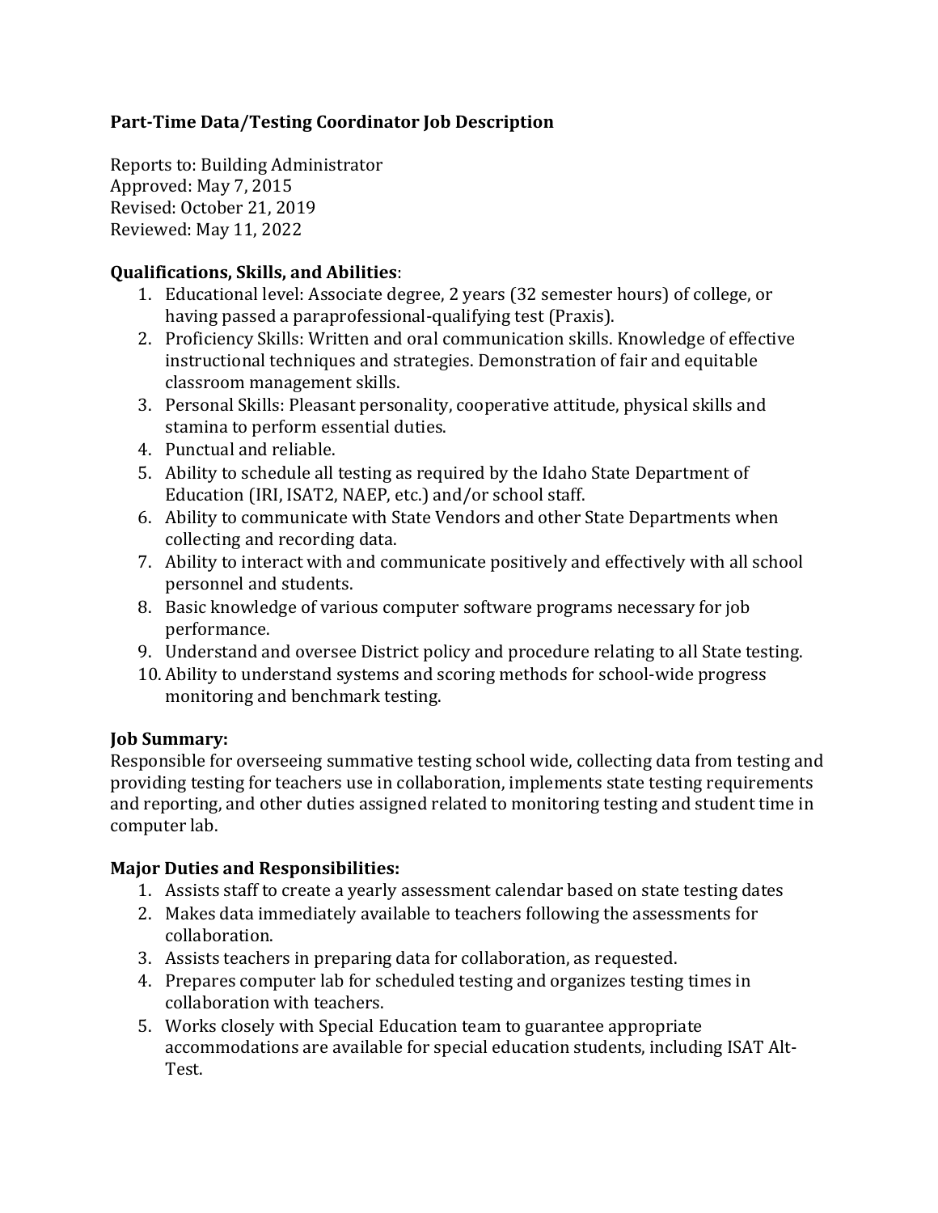# Part-Time Data/Testing Coordinator Job Description

Reports to: Building Administrator
Approved: May 7, 2015
Revised: October 21, 2019
Reviewed: May 11, 2022

**Qualifications, Skills, and Abilities**:

1. Educational level: Associate degree, 2 years (32 semester hours) of college, or having passed a paraprofessional-qualifying test (Praxis).
2. Proficiency Skills: Written and oral communication skills. Knowledge of effective instructional techniques and strategies. Demonstration of fair and equitable classroom management skills.
3. Personal Skills: Pleasant personality, cooperative attitude, physical skills and stamina to perform essential duties.
4. Punctual and reliable.
5. Ability to schedule all testing as required by the Idaho State Department of Education (IRI, ISAT2, NAEP, etc.) and/or school staff.
6. Ability to communicate with State Vendors and other State Departments when collecting and recording data.
7. Ability to interact with and communicate positively and effectively with all school personnel and students.
8. Basic knowledge of various computer software programs necessary for job performance.
9. Understand and oversee District policy and procedure relating to all State testing.
10. Ability to understand systems and scoring methods for school-wide progress monitoring and benchmark testing.

**Job Summary:**

Responsible for overseeing summative testing school wide, collecting data from testing and providing testing for teachers use in collaboration, implements state testing requirements and reporting, and other duties assigned related to monitoring testing and student time in computer lab.

**Major Duties and Responsibilities:**

1. Assists staff to create a yearly assessment calendar based on state testing dates
2. Makes data immediately available to teachers following the assessments for collaboration.
3. Assists teachers in preparing data for collaboration, as requested.
4. Prepares computer lab for scheduled testing and organizes testing times in collaboration with teachers.
5. Works closely with Special Education team to guarantee appropriate accommodations are available for special education students, including ISAT Alt-Test.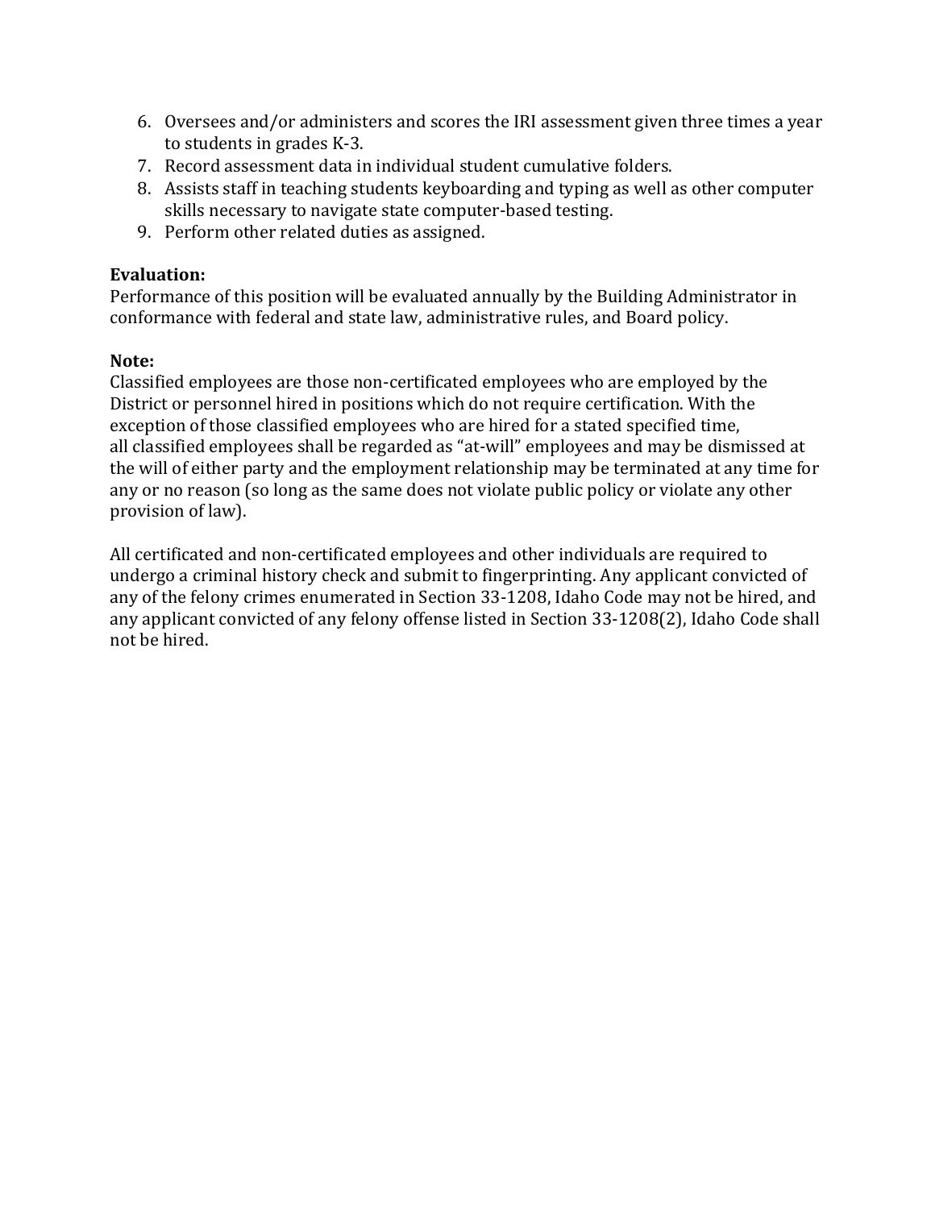6. Oversees and/or administers and scores the IRI assessment given three times a year to students in grades K-3.
7. Record assessment data in individual student cumulative folders.
8. Assists staff in teaching students keyboarding and typing as well as other computer skills necessary to navigate state computer-based testing.
9. Perform other related duties as assigned.

**Evaluation:**
Performance of this position will be evaluated annually by the Building Administrator in conformance with federal and state law, administrative rules, and Board policy.

**Note:**
Classified employees are those non-certificated employees who are employed by the District or personnel hired in positions which do not require certification. With the exception of those classified employees who are hired for a stated specified time, all classified employees shall be regarded as "at-will" employees and may be dismissed at the will of either party and the employment relationship may be terminated at any time for any or no reason (so long as the same does not violate public policy or violate any other provision of law).

All certificated and non-certificated employees and other individuals are required to undergo a criminal history check and submit to fingerprinting. Any applicant convicted of any of the felony crimes enumerated in Section 33-1208, Idaho Code may not be hired, and any applicant convicted of any felony offense listed in Section 33-1208(2), Idaho Code shall not be hired.